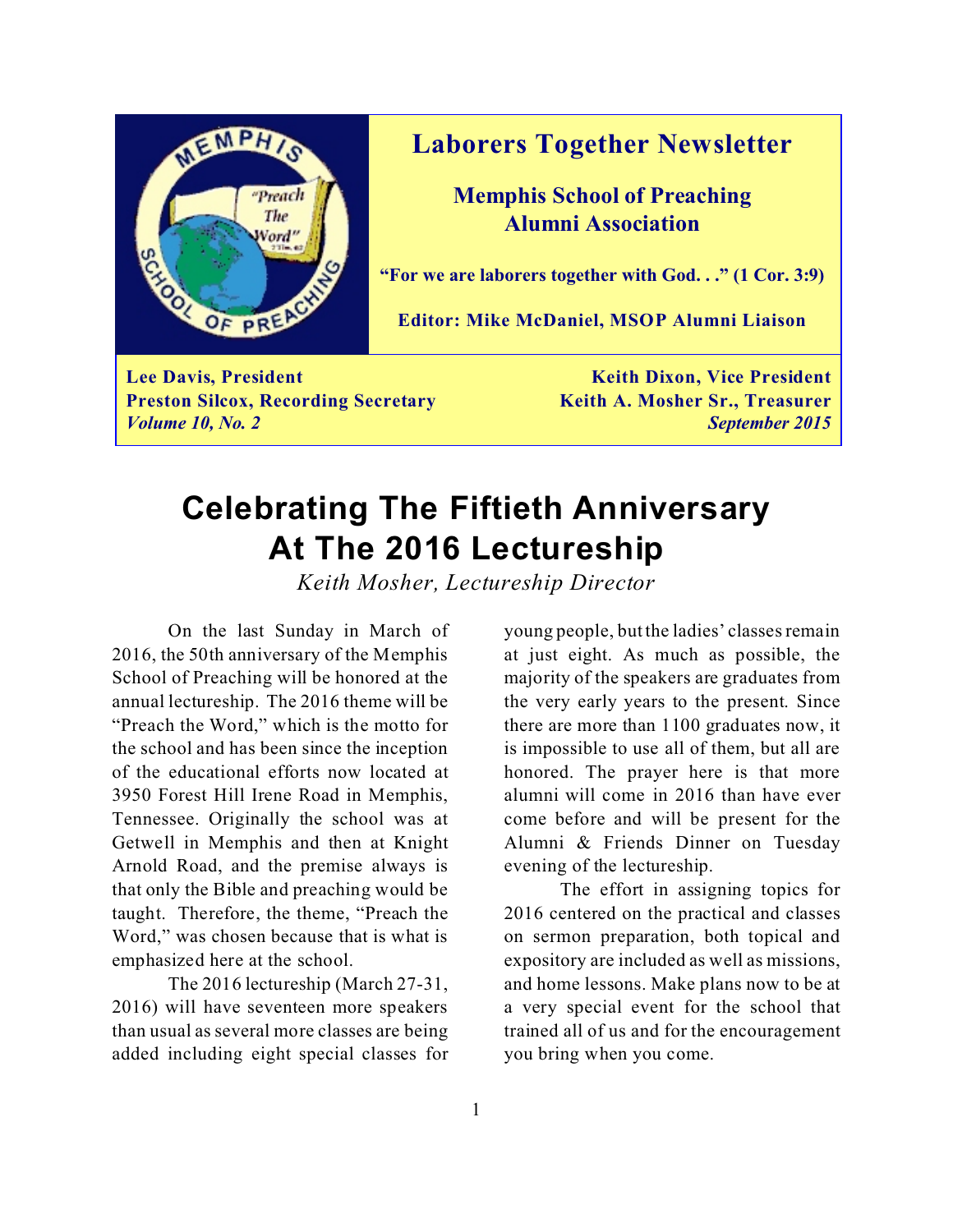# Laborers Together Newsletter

## Memphis School of Preaching Alumni Association

**"For we are laborers together with God. . ." (1 Cor. 3:9)**

**Editor: Mike McDaniel, MSOP Alumni Liaison**

**Lee Davis, President**
**Keith Dixon, Vice President**
**Preston Silcox, Recording Secretary**
**Keith A. Mosher Sr., Treasurer**
***Volume 10, No. 2***
***September 2015***

# Celebrating The Fiftieth Anniversary At The 2016 Lectureship

*Keith Mosher, Lectureship Director*

On the last Sunday in March of 2016, the 50th anniversary of the Memphis School of Preaching will be honored at the annual lectureship. The 2016 theme will be "Preach the Word," which is the motto for the school and has been since the inception of the educational efforts now located at 3950 Forest Hill Irene Road in Memphis, Tennessee. Originally the school was at Getwell in Memphis and then at Knight Arnold Road, and the premise always is that only the Bible and preaching would be taught. Therefore, the theme, "Preach the Word," was chosen because that is what is emphasized here at the school.

The 2016 lectureship (March 27-31, 2016) will have seventeen more speakers than usual as several more classes are being added including eight special classes for young people, but the ladies' classes remain at just eight. As much as possible, the majority of the speakers are graduates from the very early years to the present. Since there are more than 1100 graduates now, it is impossible to use all of them, but all are honored. The prayer here is that more alumni will come in 2016 than have ever come before and will be present for the Alumni & Friends Dinner on Tuesday evening of the lectureship.

The effort in assigning topics for 2016 centered on the practical and classes on sermon preparation, both topical and expository are included as well as missions, and home lessons. Make plans now to be at a very special event for the school that trained all of us and for the encouragement you bring when you come.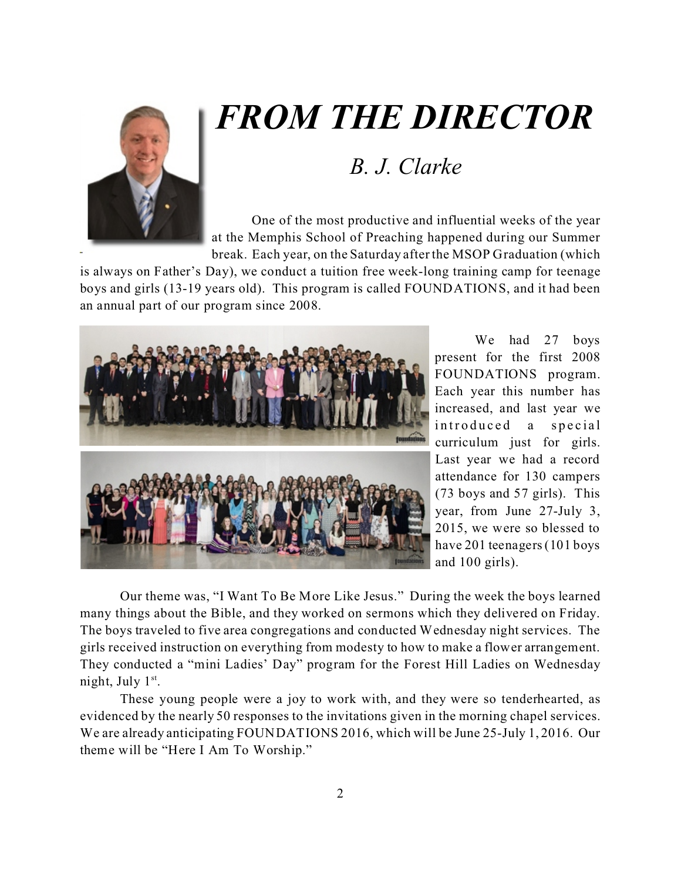# FROM THE DIRECTOR

## B. J. Clarke

One of the most productive and influential weeks of the year at the Memphis School of Preaching happened during our Summer break. Each year, on the Saturday after the MSOP Graduation (which is always on Father's Day), we conduct a tuition free week-long training camp for teenage boys and girls (13-19 years old). This program is called FOUNDATIONS, and it had been an annual part of our program since 2008.

We had 27 boys present for the first 2008 FOUNDATIONS program. Each year this number has increased, and last year we introduced a special curriculum just for girls. Last year we had a record attendance for 130 campers (73 boys and 57 girls). This year, from June 27-July 3, 2015, we were so blessed to have 201 teenagers (101 boys and 100 girls).

Our theme was, "I Want To Be More Like Jesus." During the week the boys learned many things about the Bible, and they worked on sermons which they delivered on Friday. The boys traveled to five area congregations and conducted Wednesday night services. The girls received instruction on everything from modesty to how to make a flower arrangement. They conducted a "mini Ladies' Day" program for the Forest Hill Ladies on Wednesday night, July 1st.

These young people were a joy to work with, and they were so tenderhearted, as evidenced by the nearly 50 responses to the invitations given in the morning chapel services. We are already anticipating FOUNDATIONS 2016, which will be June 25-July 1, 2016. Our theme will be "Here I Am To Worship."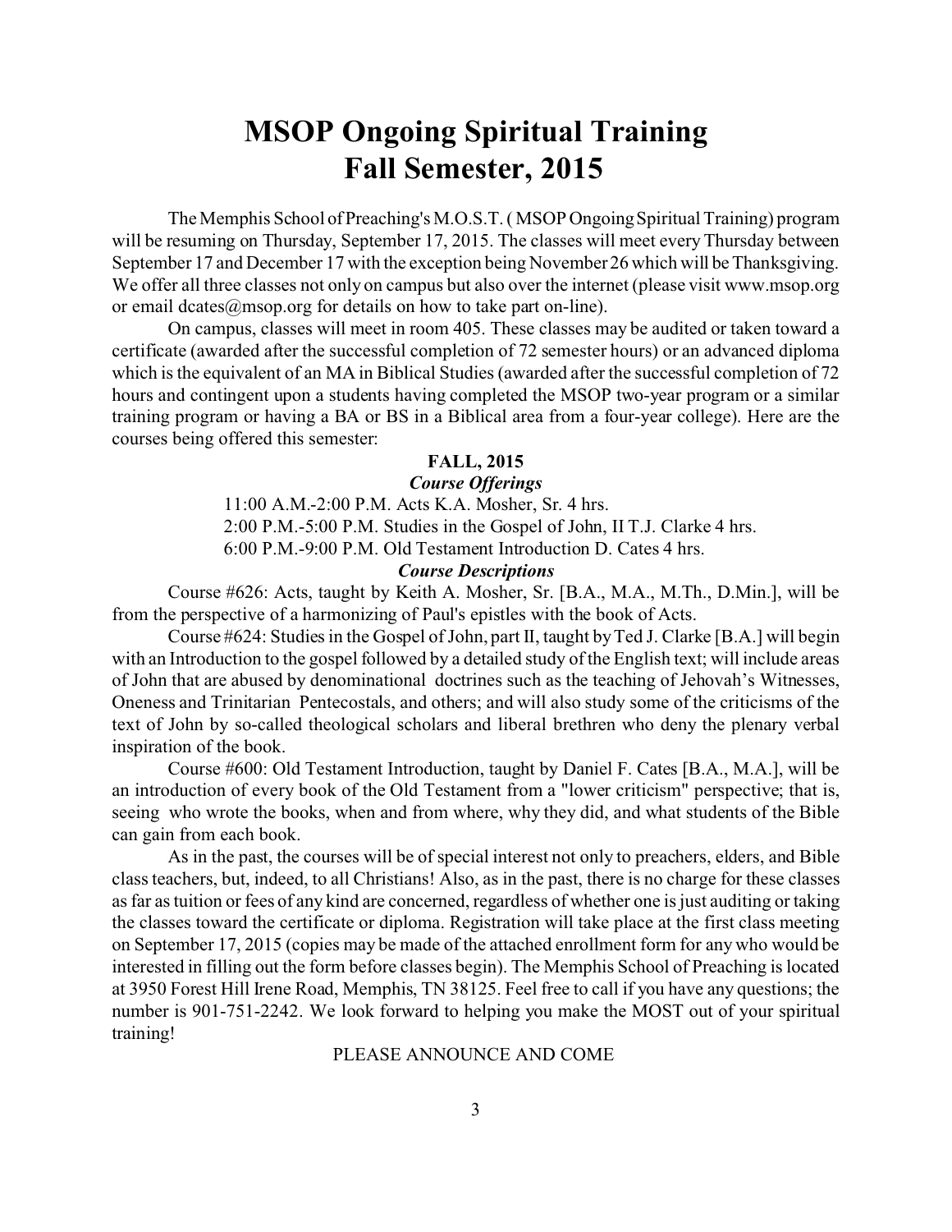# MSOP Ongoing Spiritual Training
# Fall Semester, 2015

The Memphis School of Preaching's M.O.S.T. ( MSOP Ongoing Spiritual Training) program will be resuming on Thursday, September 17, 2015. The classes will meet every Thursday between September 17 and December 17 with the exception being November 26 which will be Thanksgiving. We offer all three classes not only on campus but also over the internet (please visit www.msop.org or email dcates@msop.org for details on how to take part on-line).

On campus, classes will meet in room 405. These classes may be audited or taken toward a certificate (awarded after the successful completion of 72 semester hours) or an advanced diploma which is the equivalent of an MA in Biblical Studies (awarded after the successful completion of 72 hours and contingent upon a students having completed the MSOP two-year program or a similar training program or having a BA or BS in a Biblical area from a four-year college). Here are the courses being offered this semester:

**FALL, 2015**

***Course Offerings***

11:00 A.M.-2:00 P.M. Acts K.A. Mosher, Sr. 4 hrs.
2:00 P.M.-5:00 P.M. Studies in the Gospel of John, II T.J. Clarke 4 hrs.
6:00 P.M.-9:00 P.M. Old Testament Introduction D. Cates 4 hrs.

***Course Descriptions***

Course #626: Acts, taught by Keith A. Mosher, Sr. [B.A., M.A., M.Th., D.Min.], will be from the perspective of a harmonizing of Paul's epistles with the book of Acts.

Course #624: Studies in the Gospel of John, part II, taught by Ted J. Clarke [B.A.] will begin with an Introduction to the gospel followed by a detailed study of the English text; will include areas of John that are abused by denominational doctrines such as the teaching of Jehovah's Witnesses, Oneness and Trinitarian Pentecostals, and others; and will also study some of the criticisms of the text of John by so-called theological scholars and liberal brethren who deny the plenary verbal inspiration of the book.

Course #600: Old Testament Introduction, taught by Daniel F. Cates [B.A., M.A.], will be an introduction of every book of the Old Testament from a "lower criticism" perspective; that is, seeing who wrote the books, when and from where, why they did, and what students of the Bible can gain from each book.

As in the past, the courses will be of special interest not only to preachers, elders, and Bible class teachers, but, indeed, to all Christians! Also, as in the past, there is no charge for these classes as far as tuition or fees of any kind are concerned, regardless of whether one is just auditing or taking the classes toward the certificate or diploma. Registration will take place at the first class meeting on September 17, 2015 (copies may be made of the attached enrollment form for any who would be interested in filling out the form before classes begin). The Memphis School of Preaching is located at 3950 Forest Hill Irene Road, Memphis, TN 38125. Feel free to call if you have any questions; the number is 901-751-2242. We look forward to helping you make the MOST out of your spiritual training!

PLEASE ANNOUNCE AND COME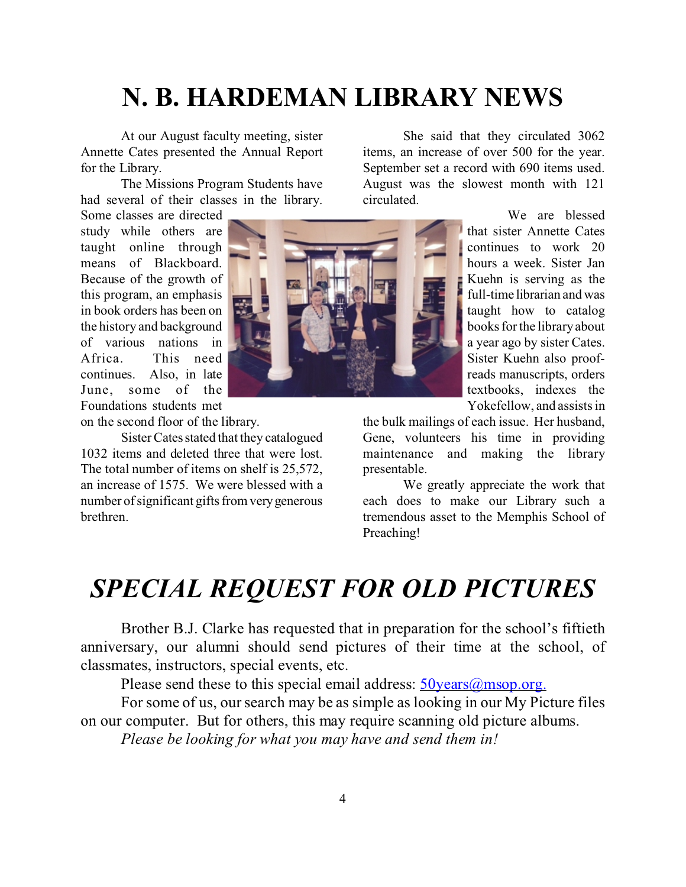# N. B. HARDEMAN LIBRARY NEWS

At our August faculty meeting, sister Annette Cates presented the Annual Report for the Library.

The Missions Program Students have had several of their classes in the library. Some classes are directed study while others are taught online through means of Blackboard. Because of the growth of this program, an emphasis in book orders has been on the history and background of various nations in Africa. This need continues. Also, in late June, some of the Foundations students met on the second floor of the library.

Sister Cates stated that they catalogued 1032 items and deleted three that were lost. The total number of items on shelf is 25,572, an increase of 1575. We were blessed with a number of significant gifts from very generous brethren.

She said that they circulated 3062 items, an increase of over 500 for the year. September set a record with 690 items used. August was the slowest month with 121 circulated.

We are blessed that sister Annette Cates continues to work 20 hours a week. Sister Jan Kuehn is serving as the full-time librarian and was taught how to catalog books for the library about a year ago by sister Cates. Sister Kuehn also proof-reads manuscripts, orders textbooks, indexes the Yokefellow, and assists in the bulk mailings of each issue. Her husband, Gene, volunteers his time in providing maintenance and making the library presentable.

We greatly appreciate the work that each does to make our Library such a tremendous asset to the Memphis School of Preaching!

# *SPECIAL REQUEST FOR OLD PICTURES*

Brother B.J. Clarke has requested that in preparation for the school's fiftieth anniversary, our alumni should send pictures of their time at the school, of classmates, instructors, special events, etc.

Please send these to this special email address: 50years@msop.org.

For some of us, our search may be as simple as looking in our My Picture files on our computer. But for others, this may require scanning old picture albums.

*Please be looking for what you may have and send them in!*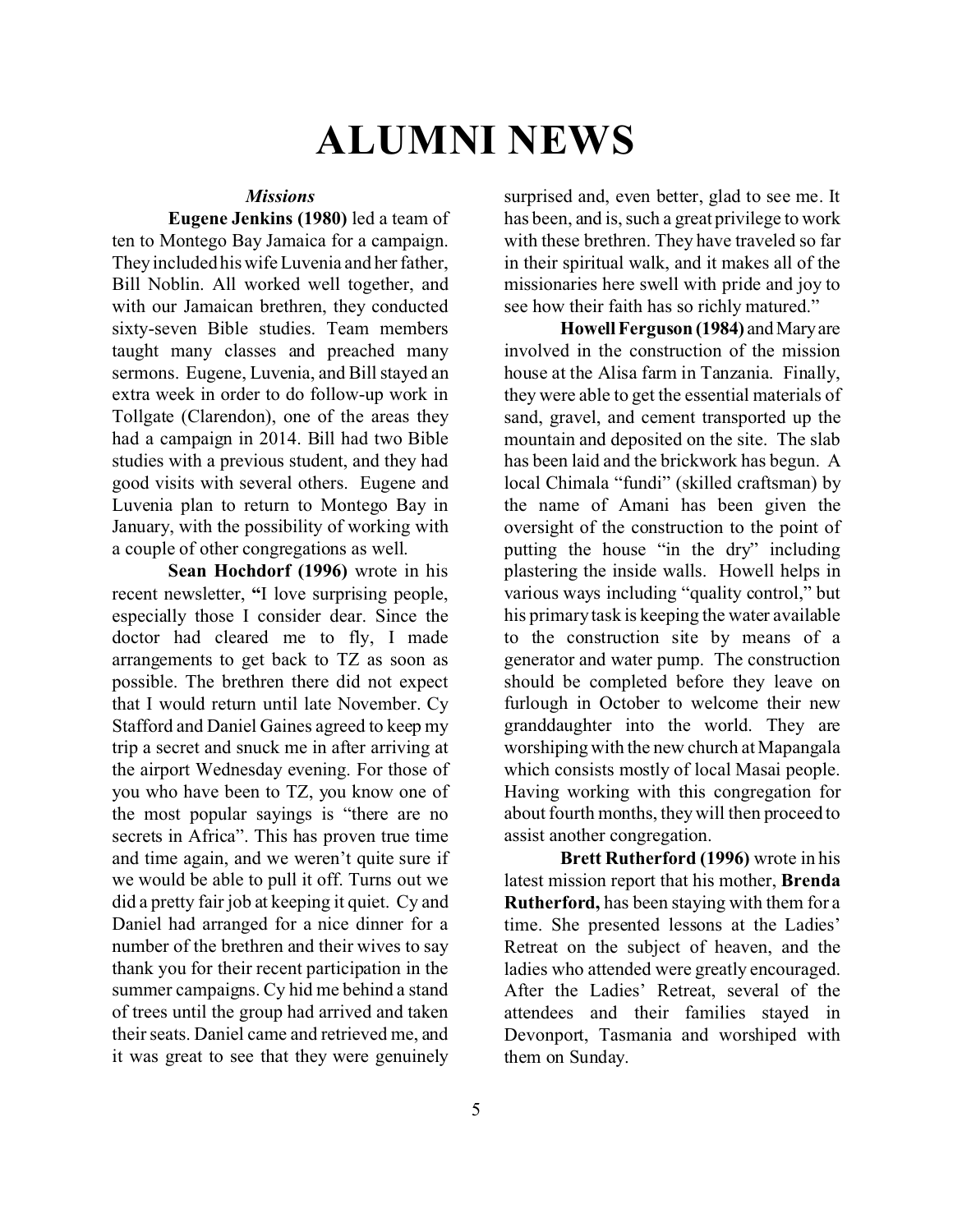# ALUMNI NEWS

*Missions*

**Eugene Jenkins (1980)** led a team of ten to Montego Bay Jamaica for a campaign. They included his wife Luvenia and her father, Bill Noblin. All worked well together, and with our Jamaican brethren, they conducted sixty-seven Bible studies. Team members taught many classes and preached many sermons. Eugene, Luvenia, and Bill stayed an extra week in order to do follow-up work in Tollgate (Clarendon), one of the areas they had a campaign in 2014. Bill had two Bible studies with a previous student, and they had good visits with several others. Eugene and Luvenia plan to return to Montego Bay in January, with the possibility of working with a couple of other congregations as well.

**Sean Hochdorf (1996)** wrote in his recent newsletter, "I love surprising people, especially those I consider dear. Since the doctor had cleared me to fly, I made arrangements to get back to TZ as soon as possible. The brethren there did not expect that I would return until late November. Cy Stafford and Daniel Gaines agreed to keep my trip a secret and snuck me in after arriving at the airport Wednesday evening. For those of you who have been to TZ, you know one of the most popular sayings is "there are no secrets in Africa". This has proven true time and time again, and we weren't quite sure if we would be able to pull it off. Turns out we did a pretty fair job at keeping it quiet. Cy and Daniel had arranged for a nice dinner for a number of the brethren and their wives to say thank you for their recent participation in the summer campaigns. Cy hid me behind a stand of trees until the group had arrived and taken their seats. Daniel came and retrieved me, and it was great to see that they were genuinely surprised and, even better, glad to see me. It has been, and is, such a great privilege to work with these brethren. They have traveled so far in their spiritual walk, and it makes all of the missionaries here swell with pride and joy to see how their faith has so richly matured."

**Howell Ferguson (1984)** and Mary are involved in the construction of the mission house at the Alisa farm in Tanzania. Finally, they were able to get the essential materials of sand, gravel, and cement transported up the mountain and deposited on the site. The slab has been laid and the brickwork has begun. A local Chimala "fundi" (skilled craftsman) by the name of Amani has been given the oversight of the construction to the point of putting the house "in the dry" including plastering the inside walls. Howell helps in various ways including "quality control," but his primary task is keeping the water available to the construction site by means of a generator and water pump. The construction should be completed before they leave on furlough in October to welcome their new granddaughter into the world. They are worshiping with the new church at Mapangala which consists mostly of local Masai people. Having working with this congregation for about fourth months, they will then proceed to assist another congregation.

**Brett Rutherford (1996)** wrote in his latest mission report that his mother, **Brenda Rutherford,** has been staying with them for a time. She presented lessons at the Ladies' Retreat on the subject of heaven, and the ladies who attended were greatly encouraged. After the Ladies' Retreat, several of the attendees and their families stayed in Devonport, Tasmania and worshiped with them on Sunday.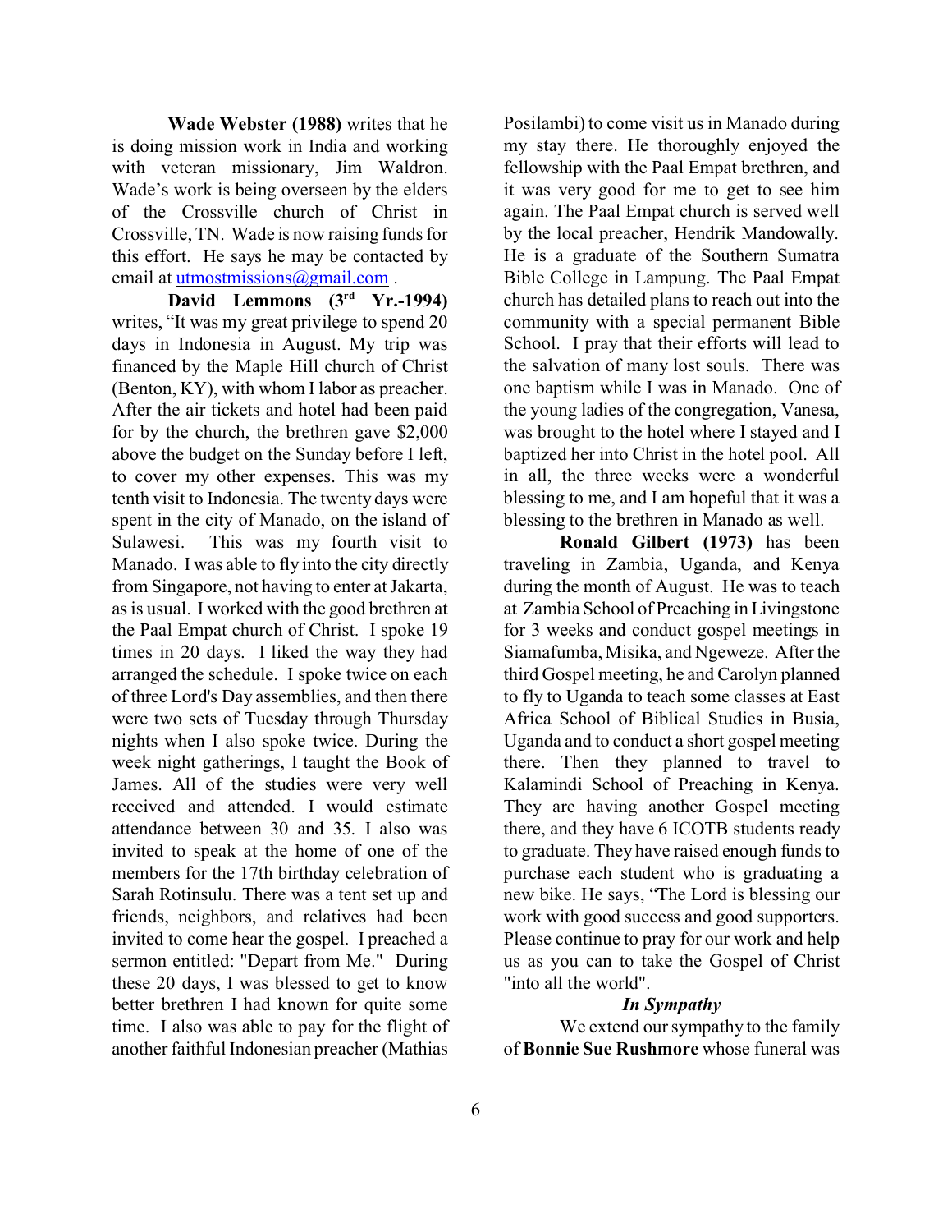**Wade Webster (1988)** writes that he is doing mission work in India and working with veteran missionary, Jim Waldron. Wade's work is being overseen by the elders of the Crossville church of Christ in Crossville, TN. Wade is now raising funds for this effort. He says he may be contacted by email at utmostmissions@gmail.com .

**David Lemmons (3rd Yr.-1994)** writes, "It was my great privilege to spend 20 days in Indonesia in August. My trip was financed by the Maple Hill church of Christ (Benton, KY), with whom I labor as preacher. After the air tickets and hotel had been paid for by the church, the brethren gave $2,000 above the budget on the Sunday before I left, to cover my other expenses. This was my tenth visit to Indonesia. The twenty days were spent in the city of Manado, on the island of Sulawesi. This was my fourth visit to Manado. I was able to fly into the city directly from Singapore, not having to enter at Jakarta, as is usual. I worked with the good brethren at the Paal Empat church of Christ. I spoke 19 times in 20 days. I liked the way they had arranged the schedule. I spoke twice on each of three Lord's Day assemblies, and then there were two sets of Tuesday through Thursday nights when I also spoke twice. During the week night gatherings, I taught the Book of James. All of the studies were very well received and attended. I would estimate attendance between 30 and 35. I also was invited to speak at the home of one of the members for the 17th birthday celebration of Sarah Rotinsulu. There was a tent set up and friends, neighbors, and relatives had been invited to come hear the gospel. I preached a sermon entitled: "Depart from Me." During these 20 days, I was blessed to get to know better brethren I had known for quite some time. I also was able to pay for the flight of another faithful Indonesian preacher (Mathias Posilambi) to come visit us in Manado during my stay there. He thoroughly enjoyed the fellowship with the Paal Empat brethren, and it was very good for me to get to see him again. The Paal Empat church is served well by the local preacher, Hendrik Mandowally. He is a graduate of the Southern Sumatra Bible College in Lampung. The Paal Empat church has detailed plans to reach out into the community with a special permanent Bible School. I pray that their efforts will lead to the salvation of many lost souls. There was one baptism while I was in Manado. One of the young ladies of the congregation, Vanesa, was brought to the hotel where I stayed and I baptized her into Christ in the hotel pool. All in all, the three weeks were a wonderful blessing to me, and I am hopeful that it was a blessing to the brethren in Manado as well.

**Ronald Gilbert (1973)** has been traveling in Zambia, Uganda, and Kenya during the month of August. He was to teach at Zambia School of Preaching in Livingstone for 3 weeks and conduct gospel meetings in Siamafumba, Misika, and Ngeweze. After the third Gospel meeting, he and Carolyn planned to fly to Uganda to teach some classes at East Africa School of Biblical Studies in Busia, Uganda and to conduct a short gospel meeting there. Then they planned to travel to Kalamindi School of Preaching in Kenya. They are having another Gospel meeting there, and they have 6 ICOTB students ready to graduate. They have raised enough funds to purchase each student who is graduating a new bike. He says, "The Lord is blessing our work with good success and good supporters. Please continue to pray for our work and help us as you can to take the Gospel of Christ "into all the world".

***In Sympathy***

We extend our sympathy to the family of **Bonnie Sue Rushmore** whose funeral was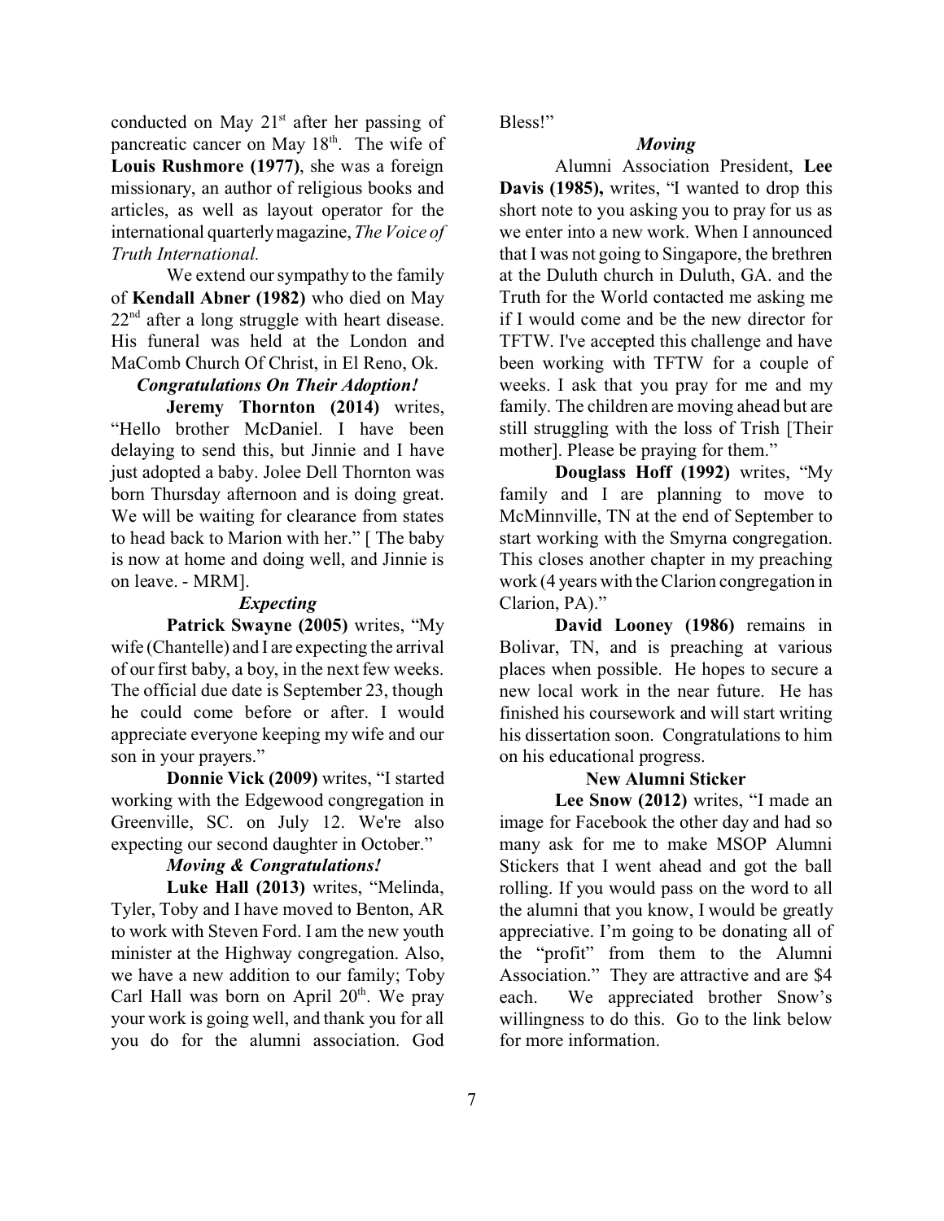conducted on May 21st after her passing of pancreatic cancer on May 18th. The wife of **Louis Rushmore (1977)**, she was a foreign missionary, an author of religious books and articles, as well as layout operator for the international quarterly magazine, *The Voice of Truth International.*

We extend our sympathy to the family of **Kendall Abner (1982)** who died on May 22nd after a long struggle with heart disease. His funeral was held at the London and MaComb Church Of Christ, in El Reno, Ok.

### *Congratulations On Their Adoption!*

**Jeremy Thornton (2014)** writes, "Hello brother McDaniel. I have been delaying to send this, but Jinnie and I have just adopted a baby. Jolee Dell Thornton was born Thursday afternoon and is doing great. We will be waiting for clearance from states to head back to Marion with her." [ The baby is now at home and doing well, and Jinnie is on leave. - MRM].

### *Expecting*

**Patrick Swayne (2005)** writes, "My wife (Chantelle) and I are expecting the arrival of our first baby, a boy, in the next few weeks. The official due date is September 23, though he could come before or after. I would appreciate everyone keeping my wife and our son in your prayers."

**Donnie Vick (2009)** writes, "I started working with the Edgewood congregation in Greenville, SC. on July 12. We're also expecting our second daughter in October."

### *Moving & Congratulations!*

**Luke Hall (2013)** writes, "Melinda, Tyler, Toby and I have moved to Benton, AR to work with Steven Ford. I am the new youth minister at the Highway congregation. Also, we have a new addition to our family; Toby Carl Hall was born on April 20th. We pray your work is going well, and thank you for all you do for the alumni association. God Bless!"

### *Moving*

Alumni Association President, **Lee Davis (1985),** writes, "I wanted to drop this short note to you asking you to pray for us as we enter into a new work. When I announced that I was not going to Singapore, the brethren at the Duluth church in Duluth, GA. and the Truth for the World contacted me asking me if I would come and be the new director for TFTW. I've accepted this challenge and have been working with TFTW for a couple of weeks. I ask that you pray for me and my family. The children are moving ahead but are still struggling with the loss of Trish [Their mother]. Please be praying for them."

**Douglass Hoff (1992)** writes, "My family and I are planning to move to McMinnville, TN at the end of September to start working with the Smyrna congregation. This closes another chapter in my preaching work (4 years with the Clarion congregation in Clarion, PA)."

**David Looney (1986)** remains in Bolivar, TN, and is preaching at various places when possible. He hopes to secure a new local work in the near future. He has finished his coursework and will start writing his dissertation soon. Congratulations to him on his educational progress.

### New Alumni Sticker

**Lee Snow (2012)** writes, "I made an image for Facebook the other day and had so many ask for me to make MSOP Alumni Stickers that I went ahead and got the ball rolling. If you would pass on the word to all the alumni that you know, I would be greatly appreciative. I'm going to be donating all of the "profit" from them to the Alumni Association." They are attractive and are $4 each. We appreciated brother Snow's willingness to do this. Go to the link below for more information.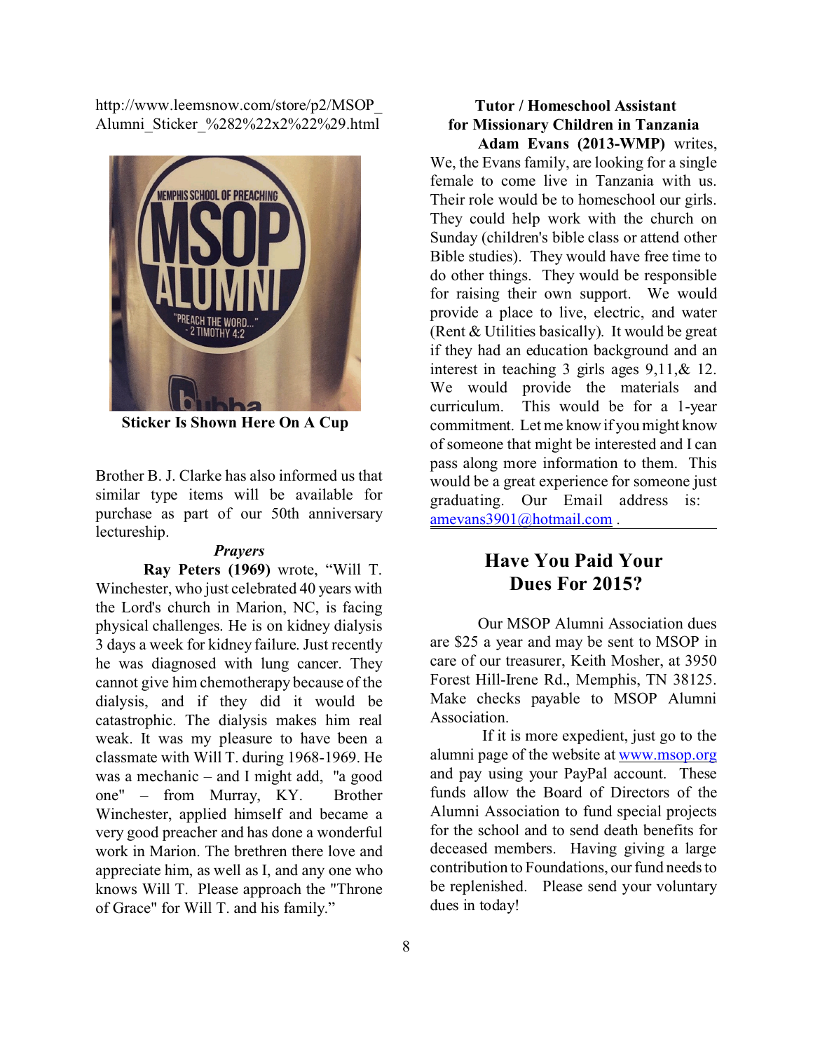http://www.leemsnow.com/store/p2/MSOP_Alumni_Sticker_%282%22x2%22%29.html

**Sticker Is Shown Here On A Cup**

Brother B. J. Clarke has also informed us that similar type items will be available for purchase as part of our 50th anniversary lectureship.

***Prayers***

**Ray Peters (1969)** wrote, "Will T. Winchester, who just celebrated 40 years with the Lord's church in Marion, NC, is facing physical challenges. He is on kidney dialysis 3 days a week for kidney failure. Just recently he was diagnosed with lung cancer. They cannot give him chemotherapy because of the dialysis, and if they did it would be catastrophic. The dialysis makes him real weak. It was my pleasure to have been a classmate with Will T. during 1968-1969. He was a mechanic – and I might add, "a good one" – from Murray, KY. Brother Winchester, applied himself and became a very good preacher and has done a wonderful work in Marion. The brethren there love and appreciate him, as well as I, and any one who knows Will T. Please approach the "Throne of Grace" for Will T. and his family."

**Tutor / Homeschool Assistant for Missionary Children in Tanzania**

**Adam Evans (2013-WMP)** writes, We, the Evans family, are looking for a single female to come live in Tanzania with us. Their role would be to homeschool our girls. They could help work with the church on Sunday (children's bible class or attend other Bible studies). They would have free time to do other things. They would be responsible for raising their own support. We would provide a place to live, electric, and water (Rent & Utilities basically). It would be great if they had an education background and an interest in teaching 3 girls ages 9,11,& 12. We would provide the materials and curriculum. This would be for a 1-year commitment. Let me know if you might know of someone that might be interested and I can pass along more information to them. This would be a great experience for someone just graduating. Our Email address is: amevans3901@hotmail.com .

## Have You Paid Your Dues For 2015?

Our MSOP Alumni Association dues are $25 a year and may be sent to MSOP in care of our treasurer, Keith Mosher, at 3950 Forest Hill-Irene Rd., Memphis, TN 38125. Make checks payable to MSOP Alumni Association.

If it is more expedient, just go to the alumni page of the website at www.msop.org and pay using your PayPal account. These funds allow the Board of Directors of the Alumni Association to fund special projects for the school and to send death benefits for deceased members. Having giving a large contribution to Foundations, our fund needs to be replenished. Please send your voluntary dues in today!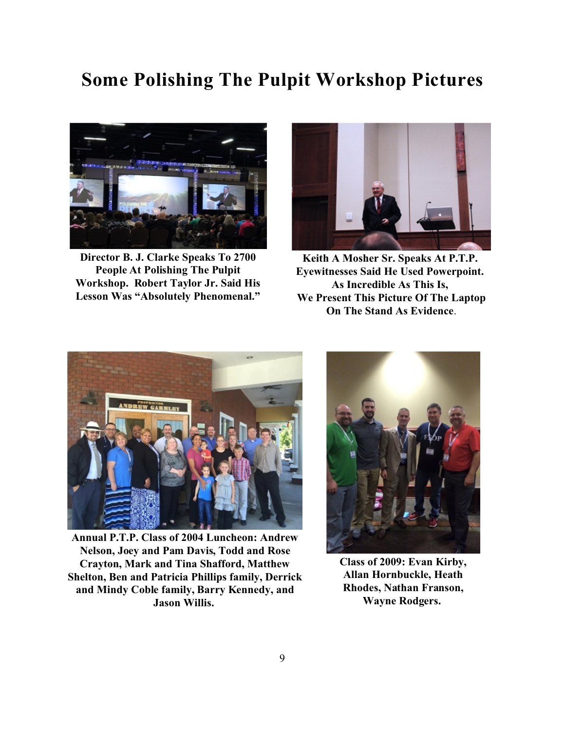# Some Polishing The Pulpit Workshop Pictures

**Director B. J. Clarke Speaks To 2700 People At Polishing The Pulpit Workshop. Robert Taylor Jr. Said His Lesson Was "Absolutely Phenomenal."**

**Keith A Mosher Sr. Speaks At P.T.P. Eyewitnesses Said He Used Powerpoint. As Incredible As This Is, We Present This Picture Of The Laptop On The Stand As Evidence.**

**Annual P.T.P. Class of 2004 Luncheon: Andrew Nelson, Joey and Pam Davis, Todd and Rose Crayton, Mark and Tina Shafford, Matthew Shelton, Ben and Patricia Phillips family, Derrick and Mindy Coble family, Barry Kennedy, and Jason Willis.**

**Class of 2009: Evan Kirby, Allan Hornbuckle, Heath Rhodes, Nathan Franson, Wayne Rodgers.**